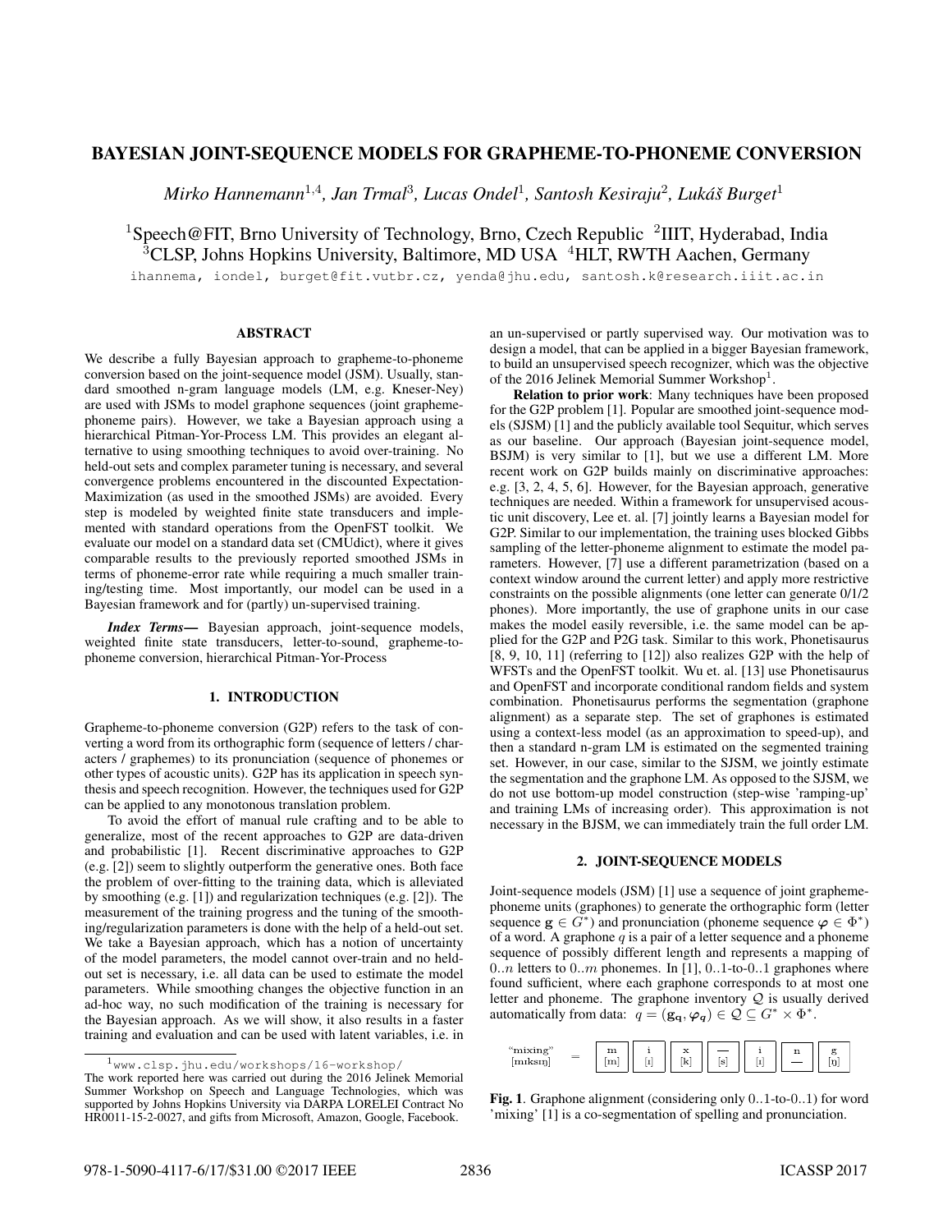# BAYESIAN JOINT-SEQUENCE MODELS FOR GRAPHEME-TO-PHONEME CONVERSION

*Mirko Hannemann[1,4], Jan Trmal[3], Lucas Ondel[1], Santosh Kesiraju[2], Lukáš Burget[1]*

[1]Speech@FIT, Brno University of Technology, Brno, Czech Republic [2]IIIT, Hyderabad, India
[3]CLSP, Johns Hopkins University, Baltimore, MD USA [4]HLT, RWTH Aachen, Germany

ihannema, iondel, burget@fit.vutbr.cz, yenda@jhu.edu, santosh.k@research.iiit.ac.in

## ABSTRACT

We describe a fully Bayesian approach to grapheme-to-phoneme conversion based on the joint-sequence model (JSM). Usually, standard smoothed n-gram language models (LM, e.g. Kneser-Ney) are used with JSMs to model graphone sequences (joint grapheme-phoneme pairs). However, we take a Bayesian approach using a hierarchical Pitman-Yor-Process LM. This provides an elegant alternative to using smoothing techniques to avoid over-training. No held-out sets and complex parameter tuning is necessary, and several convergence problems encountered in the discounted Expectation-Maximization (as used in the smoothed JSMs) are avoided. Every step is modeled by weighted finite state transducers and implemented with standard operations from the OpenFST toolkit. We evaluate our model on a standard data set (CMUdict), where it gives comparable results to the previously reported smoothed JSMs in terms of phoneme-error rate while requiring a much smaller training/testing time. Most importantly, our model can be used in a Bayesian framework and for (partly) un-supervised training.

***Index Terms*—** Bayesian approach, joint-sequence models, weighted finite state transducers, letter-to-sound, grapheme-to-phoneme conversion, hierarchical Pitman-Yor-Process

## 1. INTRODUCTION

Grapheme-to-phoneme conversion (G2P) refers to the task of converting a word from its orthographic form (sequence of letters / characters / graphemes) to its pronunciation (sequence of phonemes or other types of acoustic units). G2P has its application in speech synthesis and speech recognition. However, the techniques used for G2P can be applied to any monotonous translation problem.

To avoid the effort of manual rule crafting and to be able to generalize, most of the recent approaches to G2P are data-driven and probabilistic [1]. Recent discriminative approaches to G2P (e.g. [2]) seem to slightly outperform the generative ones. Both face the problem of over-fitting to the training data, which is alleviated by smoothing (e.g. [1]) and regularization techniques (e.g. [2]). The measurement of the training progress and the tuning of the smoothing/regularization parameters is done with the help of a held-out set. We take a Bayesian approach, which has a notion of uncertainty of the model parameters, the model cannot over-train and no held-out set is necessary, i.e. all data can be used to estimate the model parameters. While smoothing changes the objective function in an ad-hoc way, no such modification of the training is necessary for the Bayesian approach. As we will show, it also results in a faster training and evaluation and can be used with latent variables, i.e. in an un-supervised or partly supervised way. Our motivation was to design a model, that can be applied in a bigger Bayesian framework, to build an unsupervised speech recognizer, which was the objective of the 2016 Jelinek Memorial Summer Workshop[1].

**Relation to prior work**: Many techniques have been proposed for the G2P problem [1]. Popular are smoothed joint-sequence models (SJSM) [1] and the publicly available tool Sequitur, which serves as our baseline. Our approach (Bayesian joint-sequence model, BSJM) is very similar to [1], but we use a different LM. More recent work on G2P builds mainly on discriminative approaches: e.g. [3, 2, 4, 5, 6]. However, for the Bayesian approach, generative techniques are needed. Within a framework for unsupervised acoustic unit discovery, Lee et. al. [7] jointly learns a Bayesian model for G2P. Similar to our implementation, the training uses blocked Gibbs sampling of the letter-phoneme alignment to estimate the model parameters. However, [7] use a different parametrization (based on a context window around the current letter) and apply more restrictive constraints on the possible alignments (one letter can generate 0/1/2 phones). More importantly, the use of graphone units in our case makes the model easily reversible, i.e. the same model can be applied for the G2P and P2G task. Similar to this work, Phonetisaurus [8, 9, 10, 11] (referring to [12]) also realizes G2P with the help of WFSTs and the OpenFST toolkit. Wu et. al. [13] use Phonetisaurus and OpenFST and incorporate conditional random fields and system combination. Phonetisaurus performs the segmentation (graphone alignment) as a separate step. The set of graphones is estimated using a context-less model (as an approximation to speed-up), and then a standard n-gram LM is estimated on the segmented training set. However, in our case, similar to the SJSM, we jointly estimate the segmentation and the graphone LM. As opposed to the SJSM, we do not use bottom-up model construction (step-wise 'ramping-up' and training LMs of increasing order). This approximation is not necessary in the BJSM, we can immediately train the full order LM.

## 2. JOINT-SEQUENCE MODELS

Joint-sequence models (JSM) [1] use a sequence of joint grapheme-phoneme units (graphones) to generate the orthographic form (letter sequence $\mathbf{g} \in G^*$) and pronunciation (phoneme sequence $\boldsymbol{\varphi} \in \Phi^*$) of a word. A graphone $q$ is a pair of a letter sequence and a phoneme sequence of possibly different length and represents a mapping of $0..n$ letters to $0..m$ phonemes. In [1], 0..1-to-0..1 graphones where found sufficient, where each graphone corresponds to at most one letter and phoneme. The graphone inventory $\mathcal{Q}$ is usually derived automatically from data: $q = (\mathbf{g_q}, \boldsymbol{\varphi_q}) \in \mathcal{Q} \subseteq G^* \times \Phi^*$.

"mixing" [mɪksɪŋ] = m [m] | i [ɪ] | x [k] | — [s] | i [ɪ] | n — | g [ŋ]

**Fig. 1**. Graphone alignment (considering only 0..1-to-0..1) for word 'mixing' [1] is a co-segmentation of spelling and pronunciation.

[1]www.clsp.jhu.edu/workshops/16-workshop/

The work reported here was carried out during the 2016 Jelinek Memorial Summer Workshop on Speech and Language Technologies, which was supported by Johns Hopkins University via DARPA LORELEI Contract No HR0011-15-2-0027, and gifts from Microsoft, Amazon, Google, Facebook.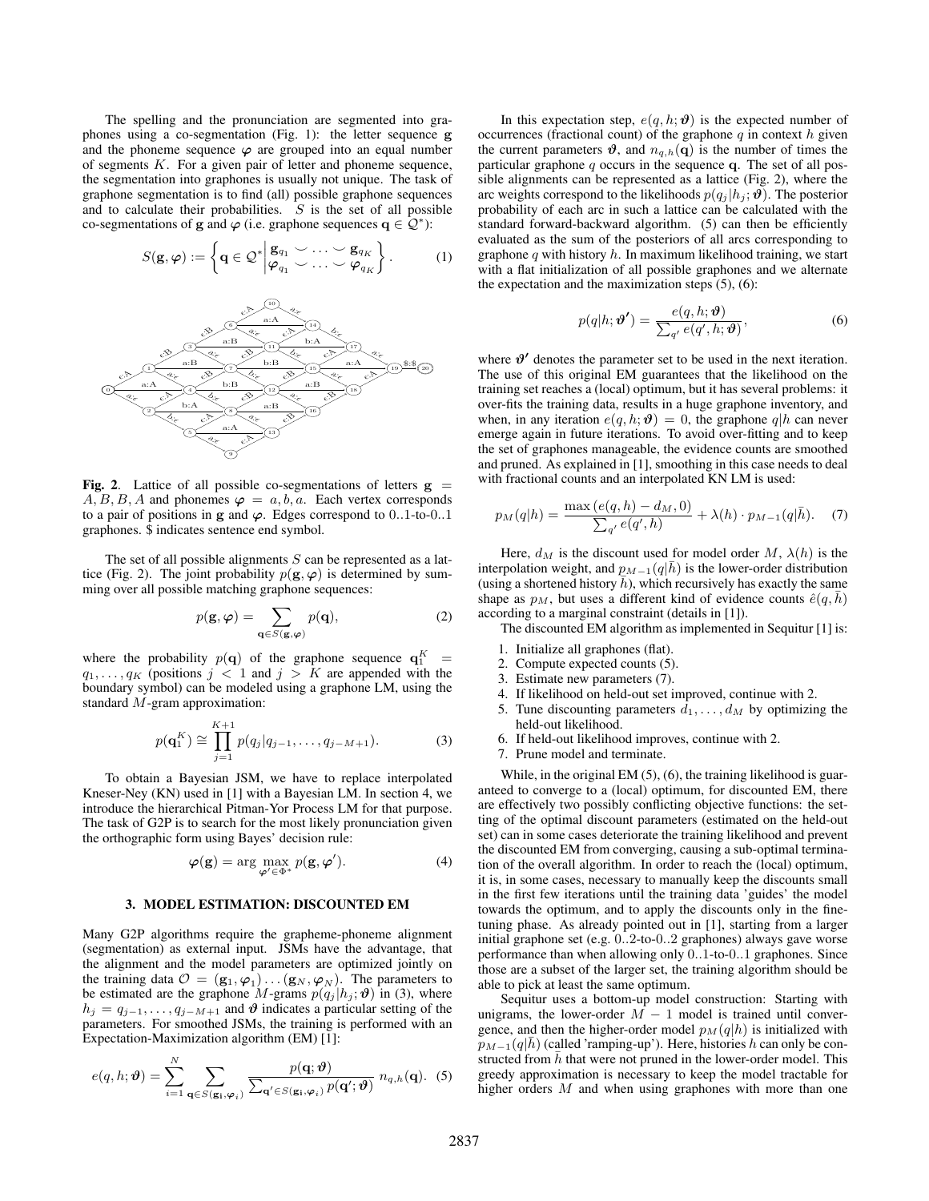The spelling and the pronunciation are segmented into graphones using a co-segmentation (Fig. 1): the letter sequence $\mathbf{g}$ and the phoneme sequence $\boldsymbol{\varphi}$ are grouped into an equal number of segments $K$. For a given pair of letter and phoneme sequence, the segmentation into graphones is usually not unique. The task of graphone segmentation is to find (all) possible graphone sequences and to calculate their probabilities. $S$ is the set of all possible co-segmentations of $\mathbf{g}$ and $\boldsymbol{\varphi}$ (i.e. graphone sequences $\mathbf{q} \in \mathcal{Q}^*$):

$$S(\mathbf{g}, \boldsymbol{\varphi}) := \left\{ \mathbf{q} \in \mathcal{Q}^* \middle| \begin{matrix} \mathbf{g}_{q_1} \smile \ldots \smile \mathbf{g}_{q_K} \\ \boldsymbol{\varphi}_{q_1} \smile \ldots \smile \boldsymbol{\varphi}_{q_K} \end{matrix} \right\}. \quad (1)$$

**Fig. 2**. Lattice of all possible co-segmentations of letters $\mathbf{g} = A, B, B, A$ and phonemes $\boldsymbol{\varphi} = a, b, a$. Each vertex corresponds to a pair of positions in $\mathbf{g}$ and $\boldsymbol{\varphi}$. Edges correspond to 0..1-to-0..1 graphones. \$ indicates sentence end symbol.

The set of all possible alignments $S$ can be represented as a lattice (Fig. 2). The joint probability $p(\mathbf{g}, \boldsymbol{\varphi})$ is determined by summing over all possible matching graphone sequences:

$$p(\mathbf{g}, \boldsymbol{\varphi}) = \sum_{\mathbf{q} \in S(\mathbf{g}, \boldsymbol{\varphi})} p(\mathbf{q}), \quad (2)$$

where the probability $p(\mathbf{q})$ of the graphone sequence $\mathbf{q}_1^K = q_1, \ldots, q_K$ (positions $j < 1$ and $j > K$ are appended with the boundary symbol) can be modeled using a graphone LM, using the standard $M$-gram approximation:

$$p(\mathbf{q}_1^K) \cong \prod_{j=1}^{K+1} p(q_j | q_{j-1}, \ldots, q_{j-M+1}). \quad (3)$$

To obtain a Bayesian JSM, we have to replace interpolated Kneser-Ney (KN) used in [1] with a Bayesian LM. For that purpose, we introduce the hierarchical Pitman-Yor Process LM in section 4. The task of G2P is to search for the most likely pronunciation given the orthographic form using Bayes' decision rule:

$$\boldsymbol{\varphi}(\mathbf{g}) = \arg\max_{\boldsymbol{\varphi}' \in \Phi^*} p(\mathbf{g}, \boldsymbol{\varphi}'). \quad (4)$$

## 3. MODEL ESTIMATION: DISCOUNTED EM

Many G2P algorithms require the grapheme-phoneme alignment (segmentation) as external input. JSMs have the advantage, that the alignment and the model parameters are optimized jointly on the training data $\mathcal{O} = (\mathbf{g}_1, \boldsymbol{\varphi}_1) \ldots (\mathbf{g}_N, \boldsymbol{\varphi}_N)$. The parameters to be estimated are the graphone $M$-grams $p(q_j | h_j; \boldsymbol{\vartheta})$ in (3), where $h_j = q_{j-1}, \ldots, q_{j-M+1}$ and $\boldsymbol{\vartheta}$ indicates a particular setting of the parameters. For smoothed JSMs, the training is performed with an Expectation-Maximization algorithm (EM) [1]:

$$e(q, h; \boldsymbol{\vartheta}) = \sum_{i=1}^{N} \sum_{\mathbf{q} \in S(\mathbf{g_i}, \boldsymbol{\varphi}_i)} \frac{p(\mathbf{q}; \boldsymbol{\vartheta})}{\sum_{\mathbf{q}' \in S(\mathbf{g_i}, \boldsymbol{\varphi}_i)} p(\mathbf{q}'; \boldsymbol{\vartheta})} \, n_{q,h}(\mathbf{q}). \quad (5)$$

In this expectation step, $e(q, h; \boldsymbol{\vartheta})$ is the expected number of occurrences (fractional count) of the graphone $q$ in context $h$ given the current parameters $\boldsymbol{\vartheta}$, and $n_{q,h}(\mathbf{q})$ is the number of times the particular graphone $q$ occurs in the sequence $\mathbf{q}$. The set of all possible alignments can be represented as a lattice (Fig. 2), where the arc weights correspond to the likelihoods $p(q_j | h_j; \boldsymbol{\vartheta})$. The posterior probability of each arc in such a lattice can be calculated with the standard forward-backward algorithm. (5) can then be efficiently evaluated as the sum of the posteriors of all arcs corresponding to graphone $q$ with history $h$. In maximum likelihood training, we start with a flat initialization of all possible graphones and we alternate the expectation and the maximization steps (5), (6):

$$p(q | h; \boldsymbol{\vartheta}') = \frac{e(q, h; \boldsymbol{\vartheta})}{\sum_{q'} e(q', h; \boldsymbol{\vartheta})}, \quad (6)$$

where $\boldsymbol{\vartheta}'$ denotes the parameter set to be used in the next iteration. The use of this original EM guarantees that the likelihood on the training set reaches a (local) optimum, but it has several problems: it over-fits the training data, results in a huge graphone inventory, and when, in any iteration $e(q, h; \boldsymbol{\vartheta}) = 0$, the graphone $q|h$ can never emerge again in future iterations. To avoid over-fitting and to keep the set of graphones manageable, the evidence counts are smoothed and pruned. As explained in [1], smoothing in this case needs to deal with fractional counts and an interpolated KN LM is used:

$$p_M(q|h) = \frac{\max\left(e(q, h) - d_M, 0\right)}{\sum_{q'} e(q', h)} + \lambda(h) \cdot p_{M-1}(q|\bar{h}). \quad (7)$$

Here, $d_M$ is the discount used for model order $M$, $\lambda(h)$ is the interpolation weight, and $p_{M-1}(q|\bar{h})$ is the lower-order distribution (using a shortened history $\bar{h}$), which recursively has exactly the same shape as $p_M$, but uses a different kind of evidence counts $\hat{e}(q, \bar{h})$ according to a marginal constraint (details in [1]).

The discounted EM algorithm as implemented in Sequitur [1] is:

1. Initialize all graphones (flat).
2. Compute expected counts (5).
3. Estimate new parameters (7).
4. If likelihood on held-out set improved, continue with 2.
5. Tune discounting parameters $d_1, \ldots, d_M$ by optimizing the held-out likelihood.
6. If held-out likelihood improves, continue with 2.
7. Prune model and terminate.

While, in the original EM (5), (6), the training likelihood is guaranteed to converge to a (local) optimum, for discounted EM, there are effectively two possibly conflicting objective functions: the setting of the optimal discount parameters (estimated on the held-out set) can in some cases deteriorate the training likelihood and prevent the discounted EM from converging, causing a sub-optimal termination of the overall algorithm. In order to reach the (local) optimum, it is, in some cases, necessary to manually keep the discounts small in the first few iterations until the training data 'guides' the model towards the optimum, and to apply the discounts only in the fine-tuning phase. As already pointed out in [1], starting from a larger initial graphone set (e.g. 0..2-to-0..2 graphones) always gave worse performance than when allowing only 0..1-to-0..1 graphones. Since those are a subset of the larger set, the training algorithm should be able to pick at least the same optimum.

Sequitur uses a bottom-up model construction: Starting with unigrams, the lower-order $M-1$ model is trained until convergence, and then the higher-order model $p_M(q|h)$ is initialized with $p_{M-1}(q|\bar{h})$ (called 'ramping-up'). Here, histories $h$ can only be constructed from $\bar{h}$ that were not pruned in the lower-order model. This greedy approximation is necessary to keep the model tractable for higher orders $M$ and when using graphones with more than one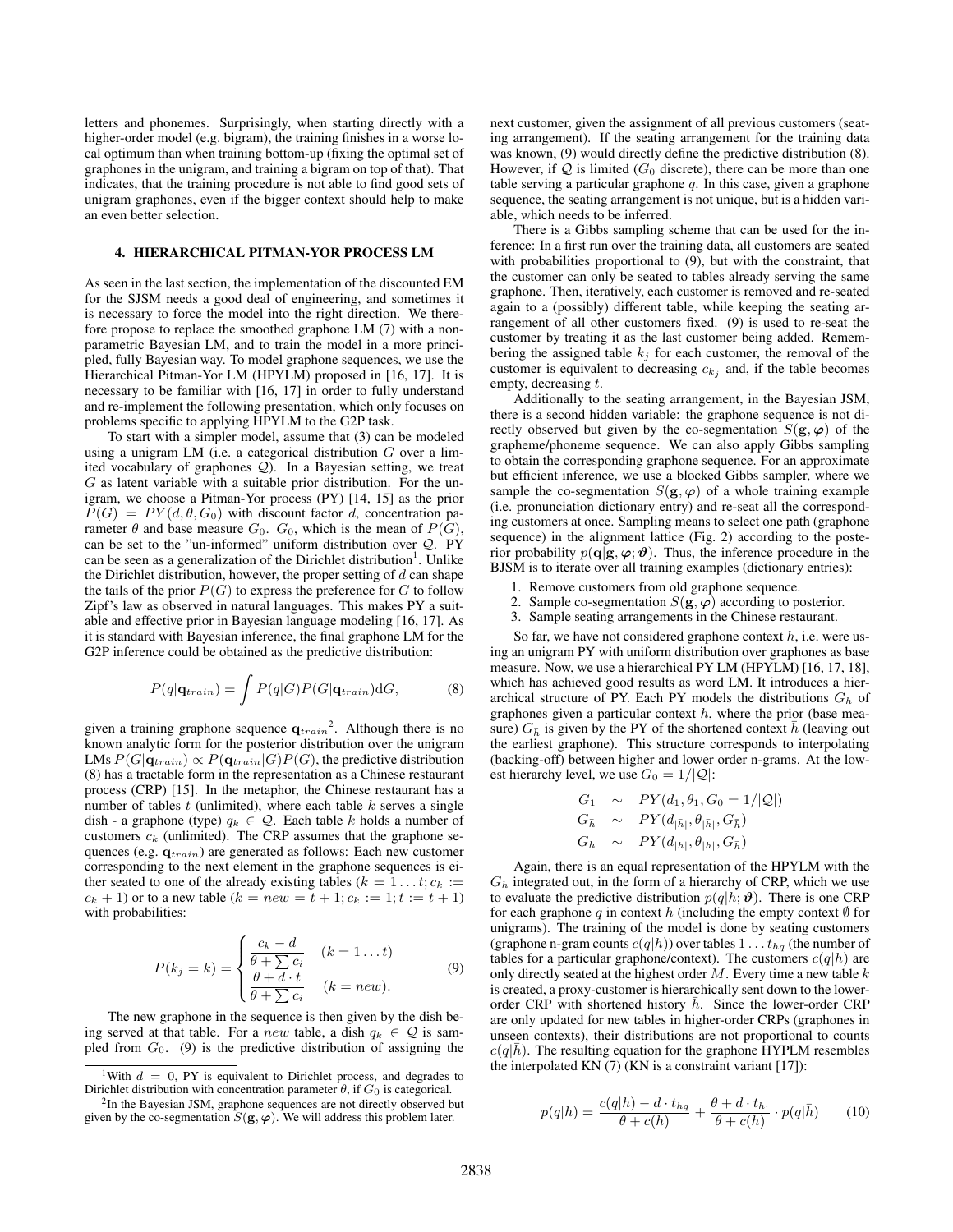letters and phonemes. Surprisingly, when starting directly with a higher-order model (e.g. bigram), the training finishes in a worse local optimum than when training bottom-up (fixing the optimal set of graphones in the unigram, and training a bigram on top of that). That indicates, that the training procedure is not able to find good sets of unigram graphones, even if the bigger context should help to make an even better selection.

## 4. HIERARCHICAL PITMAN-YOR PROCESS LM

As seen in the last section, the implementation of the discounted EM for the SJSM needs a good deal of engineering, and sometimes it is necessary to force the model into the right direction. We therefore propose to replace the smoothed graphone LM (7) with a nonparametric Bayesian LM, and to train the model in a more principled, fully Bayesian way. To model graphone sequences, we use the Hierarchical Pitman-Yor LM (HPYLM) proposed in [16, 17]. It is necessary to be familiar with [16, 17] in order to fully understand and re-implement the following presentation, which only focuses on problems specific to applying HPYLM to the G2P task.

To start with a simpler model, assume that (3) can be modeled using a unigram LM (i.e. a categorical distribution $G$ over a limited vocabulary of graphones $\mathcal{Q}$). In a Bayesian setting, we treat $G$ as latent variable with a suitable prior distribution. For the unigram, we choose a Pitman-Yor process (PY) [14, 15] as the prior $P(G) = PY(d, \theta, G_0)$ with discount factor $d$, concentration parameter $\theta$ and base measure $G_0$. $G_0$, which is the mean of $P(G)$, can be set to the "un-informed" uniform distribution over $\mathcal{Q}$. PY can be seen as a generalization of the Dirichlet distribution[1]. Unlike the Dirichlet distribution, however, the proper setting of $d$ can shape the tails of the prior $P(G)$ to express the preference for $G$ to follow Zipf's law as observed in natural languages. This makes PY a suitable and effective prior in Bayesian language modeling [16, 17]. As it is standard with Bayesian inference, the final graphone LM for the G2P inference could be obtained as the predictive distribution:

$$P(q|\mathbf{q}_{train}) = \int P(q|G)P(G|\mathbf{q}_{train})\mathrm{d}G, \qquad (8)$$

given a training graphone sequence $\mathbf{q}_{train}$[2]. Although there is no known analytic form for the posterior distribution over the unigram LMs $P(G|\mathbf{q}_{train}) \propto P(\mathbf{q}_{train}|G)P(G)$, the predictive distribution (8) has a tractable form in the representation as a Chinese restaurant process (CRP) [15]. In the metaphor, the Chinese restaurant has a number of tables $t$ (unlimited), where each table $k$ serves a single dish - a graphone (type) $q_k \in \mathcal{Q}$. Each table $k$ holds a number of customers $c_k$ (unlimited). The CRP assumes that the graphone sequences (e.g. $\mathbf{q}_{train}$) are generated as follows: Each new customer corresponding to the next element in the graphone sequences is either seated to one of the already existing tables ($k = 1 \dots t; c_k := c_k + 1$) or to a new table ($k = new = t + 1; c_k := 1; t := t + 1$) with probabilities:

$$P(k_j = k) = \begin{cases} \dfrac{c_k - d}{\theta + \sum c_i} & (k = 1 \dots t) \\[2ex] \dfrac{\theta + d \cdot t}{\theta + \sum c_i} & (k = new). \end{cases} \qquad (9)$$

The new graphone in the sequence is then given by the dish being served at that table. For a *new* table, a dish $q_k \in \mathcal{Q}$ is sampled from $G_0$. (9) is the predictive distribution of assigning the next customer, given the assignment of all previous customers (seating arrangement). If the seating arrangement for the training data was known, (9) would directly define the predictive distribution (8). However, if $\mathcal{Q}$ is limited ($G_0$ discrete), there can be more than one table serving a particular graphone $q$. In this case, given a graphone sequence, the seating arrangement is not unique, but is a hidden variable, which needs to be inferred.

There is a Gibbs sampling scheme that can be used for the inference: In a first run over the training data, all customers are seated with probabilities proportional to (9), but with the constraint, that the customer can only be seated to tables already serving the same graphone. Then, iteratively, each customer is removed and re-seated again to a (possibly) different table, while keeping the seating arrangement of all other customers fixed. (9) is used to re-seat the customer by treating it as the last customer being added. Remembering the assigned table $k_j$ for each customer, the removal of the customer is equivalent to decreasing $c_{k_j}$ and, if the table becomes empty, decreasing $t$.

Additionally to the seating arrangement, in the Bayesian JSM, there is a second hidden variable: the graphone sequence is not directly observed but given by the co-segmentation $S(\mathbf{g}, \boldsymbol{\varphi})$ of the grapheme/phoneme sequence. We can also apply Gibbs sampling to obtain the corresponding graphone sequence. For an approximate but efficient inference, we use a blocked Gibbs sampler, where we sample the co-segmentation $S(\mathbf{g}, \boldsymbol{\varphi})$ of a whole training example (i.e. pronunciation dictionary entry) and re-seat all the corresponding customers at once. Sampling means to select one path (graphone sequence) in the alignment lattice (Fig. 2) according to the posterior probability $p(\mathbf{q}|\mathbf{g}, \boldsymbol{\varphi}; \boldsymbol{\vartheta})$. Thus, the inference procedure in the BJSM is to iterate over all training examples (dictionary entries):

1. Remove customers from old graphone sequence.
2. Sample co-segmentation $S(\mathbf{g}, \boldsymbol{\varphi})$ according to posterior.
3. Sample seating arrangements in the Chinese restaurant.

So far, we have not considered graphone context $h$, i.e. were using an unigram PY with uniform distribution over graphones as base measure. Now, we use a hierarchical PY LM (HPYLM) [16, 17, 18], which has achieved good results as word LM. It introduces a hierarchical structure of PY. Each PY models the distributions $G_h$ of graphones given a particular context $h$, where the prior (base measure) $G_{\bar{h}}$ is given by the PY of the shortened context $\bar{h}$ (leaving out the earliest graphone). This structure corresponds to interpolating (backing-off) between higher and lower order n-grams. At the lowest hierarchy level, we use $G_0 = 1/|\mathcal{Q}|$:

$$\begin{aligned} G_1 &\sim PY(d_1, \theta_1, G_0 = 1/|\mathcal{Q}|) \\ G_{\bar{h}} &\sim PY(d_{|\bar{h}|}, \theta_{|\bar{h}|}, G_{\bar{\bar{h}}}) \\ G_h &\sim PY(d_{|h|}, \theta_{|h|}, G_{\bar{h}}) \end{aligned}$$

Again, there is an equal representation of the HPYLM with the $G_h$ integrated out, in the form of a hierarchy of CRP, which we use to evaluate the predictive distribution $p(q|h; \boldsymbol{\vartheta})$. There is one CRP for each graphone $q$ in context $h$ (including the empty context $\emptyset$ for unigrams). The training of the model is done by seating customers (graphone n-gram counts $c(q|h)$) over tables $1 \dots t_{hq}$ (the number of tables for a particular graphone/context). The customers $c(q|h)$ are only directly seated at the highest order $M$. Every time a new table $k$ is created, a proxy-customer is hierarchically sent down to the lower-order CRP with shortened history $\bar{h}$. Since the lower-order CRP are only updated for new tables in higher-order CRPs (graphones in unseen contexts), their distributions are not proportional to counts $c(q|\bar{h})$. The resulting equation for the graphone HYPLM resembles the interpolated KN (7) (KN is a constraint variant [17]):

$$p(q|h) = \frac{c(q|h) - d \cdot t_{hq}}{\theta + c(h)} + \frac{\theta + d \cdot t_{h\cdot}}{\theta + c(h)} \cdot p(q|\bar{h}) \qquad (10)$$

---

[1] With $d = 0$, PY is equivalent to Dirichlet process, and degrades to Dirichlet distribution with concentration parameter $\theta$, if $G_0$ is categorical.

[2] In the Bayesian JSM, graphone sequences are not directly observed but given by the co-segmentation $S(\mathbf{g}, \boldsymbol{\varphi})$. We will address this problem later.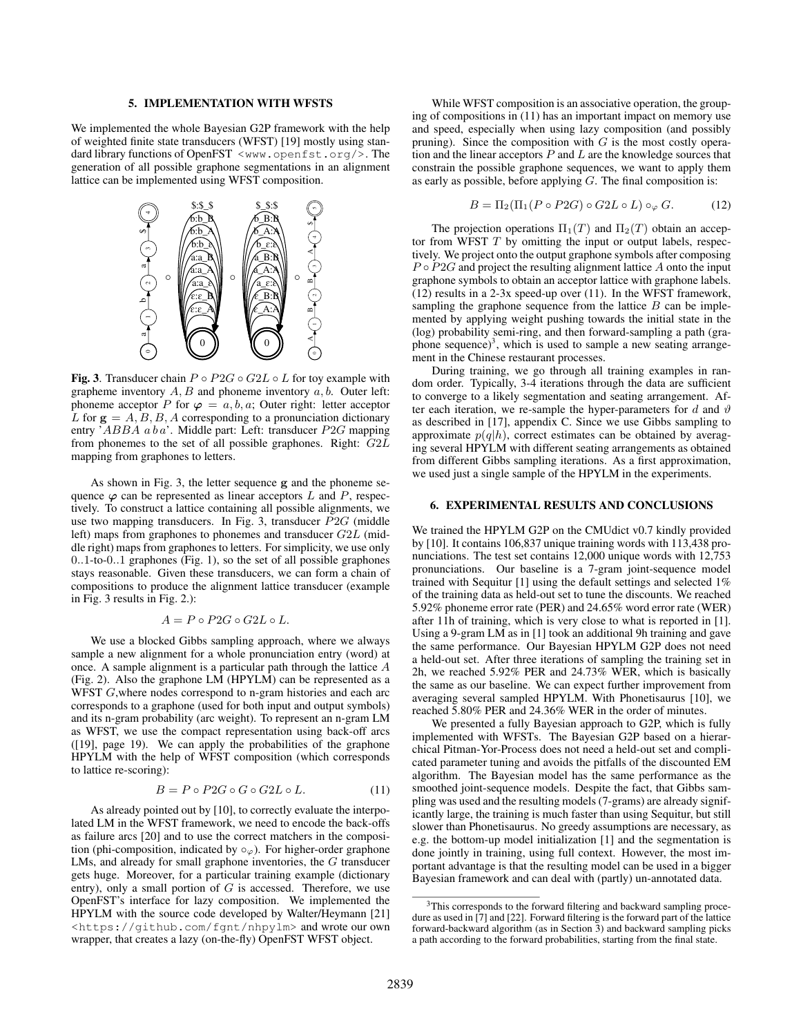## 5. IMPLEMENTATION WITH WFSTS

We implemented the whole Bayesian G2P framework with the help of weighted finite state transducers (WFST) [19] mostly using standard library functions of OpenFST <www.openfst.org/>. The generation of all possible graphone segmentations in an alignment lattice can be implemented using WFST composition.

**Fig. 3**. Transducer chain $P \circ P2G \circ G2L \circ L$ for toy example with grapheme inventory $A, B$ and phoneme inventory $a, b$. Outer left: phoneme acceptor $P$ for $\boldsymbol{\varphi} = a, b, a$; Outer right: letter acceptor $L$ for $\mathbf{g} = A, B, B, A$ corresponding to a pronunciation dictionary entry '$ABBA$ $a\,b\,a$'. Middle part: Left: transducer $P2G$ mapping from phonemes to the set of all possible graphones. Right: $G2L$ mapping from graphones to letters.

As shown in Fig. 3, the letter sequence $\mathbf{g}$ and the phoneme sequence $\boldsymbol{\varphi}$ can be represented as linear acceptors $L$ and $P$, respectively. To construct a lattice containing all possible alignments, we use two mapping transducers. In Fig. 3, transducer $P2G$ (middle left) maps from graphones to phonemes and transducer $G2L$ (middle right) maps from graphones to letters. For simplicity, we use only 0..1-to-0..1 graphones (Fig. 1), so the set of all possible graphones stays reasonable. Given these transducers, we can form a chain of compositions to produce the alignment lattice transducer (example in Fig. 3 results in Fig. 2.):

$$A = P \circ P2G \circ G2L \circ L.$$

We use a blocked Gibbs sampling approach, where we always sample a new alignment for a whole pronunciation entry (word) at once. A sample alignment is a particular path through the lattice $A$ (Fig. 2). Also the graphone LM (HPYLM) can be represented as a WFST $G$,where nodes correspond to n-gram histories and each arc corresponds to a graphone (used for both input and output symbols) and its n-gram probability (arc weight). To represent an n-gram LM as WFST, we use the compact representation using back-off arcs ([19], page 19). We can apply the probabilities of the graphone HPYLM with the help of WFST composition (which corresponds to lattice re-scoring):

$$B = P \circ P2G \circ G \circ G2L \circ L. \tag{11}$$

As already pointed out by [10], to correctly evaluate the interpolated LM in the WFST framework, we need to encode the back-offs as failure arcs [20] and to use the correct matchers in the composition (phi-composition, indicated by $\circ_\varphi$). For higher-order graphone LMs, and already for small graphone inventories, the $G$ transducer gets huge. Moreover, for a particular training example (dictionary entry), only a small portion of $G$ is accessed. Therefore, we use OpenFST's interface for lazy composition. We implemented the HPYLM with the source code developed by Walter/Heymann [21] <https://github.com/fgnt/nhpylm> and wrote our own wrapper, that creates a lazy (on-the-fly) OpenFST WFST object.

While WFST composition is an associative operation, the grouping of compositions in (11) has an important impact on memory use and speed, especially when using lazy composition (and possibly pruning). Since the composition with $G$ is the most costly operation and the linear acceptors $P$ and $L$ are the knowledge sources that constrain the possible graphone sequences, we want to apply them as early as possible, before applying $G$. The final composition is:

$$B = \Pi_2(\Pi_1(P \circ P2G) \circ G2L \circ L) \circ_\varphi G. \tag{12}$$

The projection operations $\Pi_1(T)$ and $\Pi_2(T)$ obtain an acceptor from WFST $T$ by omitting the input or output labels, respectively. We project onto the output graphone symbols after composing $P \circ P2G$ and project the resulting alignment lattice $A$ onto the input graphone symbols to obtain an acceptor lattice with graphone labels. (12) results in a 2-3x speed-up over (11). In the WFST framework, sampling the graphone sequence from the lattice $B$ can be implemented by applying weight pushing towards the initial state in the (log) probability semi-ring, and then forward-sampling a path (graphone sequence)[3], which is used to sample a new seating arrangement in the Chinese restaurant processes.

During training, we go through all training examples in random order. Typically, 3-4 iterations through the data are sufficient to converge to a likely segmentation and seating arrangement. After each iteration, we re-sample the hyper-parameters for $d$ and $\vartheta$ as described in [17], appendix C. Since we use Gibbs sampling to approximate $p(q|h)$, correct estimates can be obtained by averaging several HPYLM with different seating arrangements as obtained from different Gibbs sampling iterations. As a first approximation, we used just a single sample of the HPYLM in the experiments.

## 6. EXPERIMENTAL RESULTS AND CONCLUSIONS

We trained the HPYLM G2P on the CMUdict v0.7 kindly provided by [10]. It contains 106,837 unique training words with 113,438 pronunciations. The test set contains 12,000 unique words with 12,753 pronunciations. Our baseline is a 7-gram joint-sequence model trained with Sequitur [1] using the default settings and selected 1% of the training data as held-out set to tune the discounts. We reached 5.92% phoneme error rate (PER) and 24.65% word error rate (WER) after 11h of training, which is very close to what is reported in [1]. Using a 9-gram LM as in [1] took an additional 9h training and gave the same performance. Our Bayesian HPYLM G2P does not need a held-out set. After three iterations of sampling the training set in 2h, we reached 5.92% PER and 24.73% WER, which is basically the same as our baseline. We can expect further improvement from averaging several sampled HPYLM. With Phonetisaurus [10], we reached 5.80% PER and 24.36% WER in the order of minutes.

We presented a fully Bayesian approach to G2P, which is fully implemented with WFSTs. The Bayesian G2P based on a hierarchical Pitman-Yor-Process does not need a held-out set and complicated parameter tuning and avoids the pitfalls of the discounted EM algorithm. The Bayesian model has the same performance as the smoothed joint-sequence models. Despite the fact, that Gibbs sampling was used and the resulting models (7-grams) are already significantly large, the training is much faster than using Sequitur, but still slower than Phonetisaurus. No greedy assumptions are necessary, as e.g. the bottom-up model initialization [1] and the segmentation is done jointly in training, using full context. However, the most important advantage is that the resulting model can be used in a bigger Bayesian framework and can deal with (partly) un-annotated data.

[3] This corresponds to the forward filtering and backward sampling procedure as used in [7] and [22]. Forward filtering is the forward part of the lattice forward-backward algorithm (as in Section 3) and backward sampling picks a path according to the forward probabilities, starting from the final state.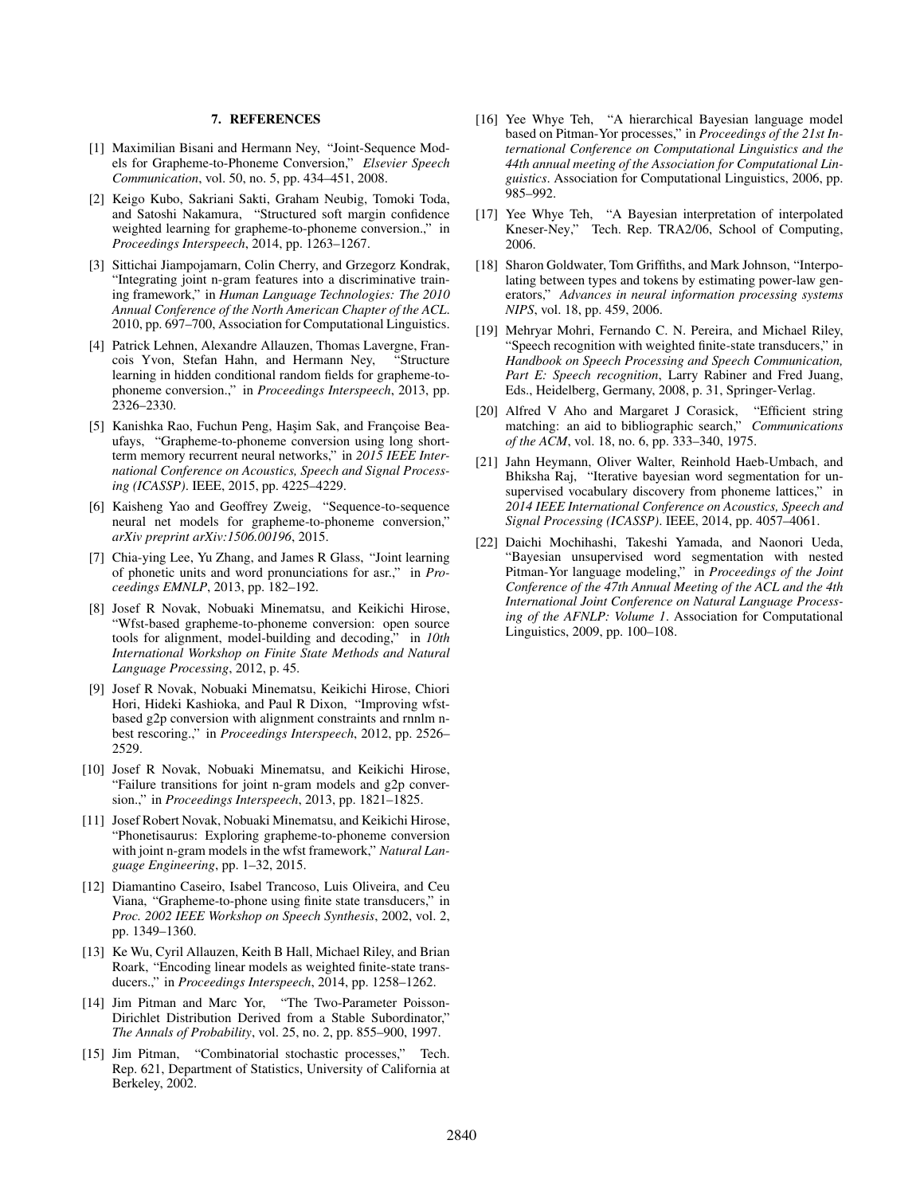## 7. REFERENCES

[1] Maximilian Bisani and Hermann Ney, "Joint-Sequence Models for Grapheme-to-Phoneme Conversion," *Elsevier Speech Communication*, vol. 50, no. 5, pp. 434–451, 2008.

[2] Keigo Kubo, Sakriani Sakti, Graham Neubig, Tomoki Toda, and Satoshi Nakamura, "Structured soft margin confidence weighted learning for grapheme-to-phoneme conversion.," in *Proceedings Interspeech*, 2014, pp. 1263–1267.

[3] Sittichai Jiampojamarn, Colin Cherry, and Grzegorz Kondrak, "Integrating joint n-gram features into a discriminative training framework," in *Human Language Technologies: The 2010 Annual Conference of the North American Chapter of the ACL*. 2010, pp. 697–700, Association for Computational Linguistics.

[4] Patrick Lehnen, Alexandre Allauzen, Thomas Lavergne, Francois Yvon, Stefan Hahn, and Hermann Ney, "Structure learning in hidden conditional random fields for grapheme-to-phoneme conversion.," in *Proceedings Interspeech*, 2013, pp. 2326–2330.

[5] Kanishka Rao, Fuchun Peng, Haşim Sak, and Françoise Beaufays, "Grapheme-to-phoneme conversion using long short-term memory recurrent neural networks," in *2015 IEEE International Conference on Acoustics, Speech and Signal Processing (ICASSP)*. IEEE, 2015, pp. 4225–4229.

[6] Kaisheng Yao and Geoffrey Zweig, "Sequence-to-sequence neural net models for grapheme-to-phoneme conversion," *arXiv preprint arXiv:1506.00196*, 2015.

[7] Chia-ying Lee, Yu Zhang, and James R Glass, "Joint learning of phonetic units and word pronunciations for asr.," in *Proceedings EMNLP*, 2013, pp. 182–192.

[8] Josef R Novak, Nobuaki Minematsu, and Keikichi Hirose, "Wfst-based grapheme-to-phoneme conversion: open source tools for alignment, model-building and decoding," in *10th International Workshop on Finite State Methods and Natural Language Processing*, 2012, p. 45.

[9] Josef R Novak, Nobuaki Minematsu, Keikichi Hirose, Chiori Hori, Hideki Kashioka, and Paul R Dixon, "Improving wfst-based g2p conversion with alignment constraints and rnnlm n-best rescoring.," in *Proceedings Interspeech*, 2012, pp. 2526–2529.

[10] Josef R Novak, Nobuaki Minematsu, and Keikichi Hirose, "Failure transitions for joint n-gram models and g2p conversion.," in *Proceedings Interspeech*, 2013, pp. 1821–1825.

[11] Josef Robert Novak, Nobuaki Minematsu, and Keikichi Hirose, "Phonetisaurus: Exploring grapheme-to-phoneme conversion with joint n-gram models in the wfst framework," *Natural Language Engineering*, pp. 1–32, 2015.

[12] Diamantino Caseiro, Isabel Trancoso, Luis Oliveira, and Ceu Viana, "Grapheme-to-phone using finite state transducers," in *Proc. 2002 IEEE Workshop on Speech Synthesis*, 2002, vol. 2, pp. 1349–1360.

[13] Ke Wu, Cyril Allauzen, Keith B Hall, Michael Riley, and Brian Roark, "Encoding linear models as weighted finite-state transducers.," in *Proceedings Interspeech*, 2014, pp. 1258–1262.

[14] Jim Pitman and Marc Yor, "The Two-Parameter Poisson-Dirichlet Distribution Derived from a Stable Subordinator," *The Annals of Probability*, vol. 25, no. 2, pp. 855–900, 1997.

[15] Jim Pitman, "Combinatorial stochastic processes," Tech. Rep. 621, Department of Statistics, University of California at Berkeley, 2002.

[16] Yee Whye Teh, "A hierarchical Bayesian language model based on Pitman-Yor processes," in *Proceedings of the 21st International Conference on Computational Linguistics and the 44th annual meeting of the Association for Computational Linguistics*. Association for Computational Linguistics, 2006, pp. 985–992.

[17] Yee Whye Teh, "A Bayesian interpretation of interpolated Kneser-Ney," Tech. Rep. TRA2/06, School of Computing, 2006.

[18] Sharon Goldwater, Tom Griffiths, and Mark Johnson, "Interpolating between types and tokens by estimating power-law generators," *Advances in neural information processing systems NIPS*, vol. 18, pp. 459, 2006.

[19] Mehryar Mohri, Fernando C. N. Pereira, and Michael Riley, "Speech recognition with weighted finite-state transducers," in *Handbook on Speech Processing and Speech Communication, Part E: Speech recognition*, Larry Rabiner and Fred Juang, Eds., Heidelberg, Germany, 2008, p. 31, Springer-Verlag.

[20] Alfred V Aho and Margaret J Corasick, "Efficient string matching: an aid to bibliographic search," *Communications of the ACM*, vol. 18, no. 6, pp. 333–340, 1975.

[21] Jahn Heymann, Oliver Walter, Reinhold Haeb-Umbach, and Bhiksha Raj, "Iterative bayesian word segmentation for unsupervised vocabulary discovery from phoneme lattices," in *2014 IEEE International Conference on Acoustics, Speech and Signal Processing (ICASSP)*. IEEE, 2014, pp. 4057–4061.

[22] Daichi Mochihashi, Takeshi Yamada, and Naonori Ueda, "Bayesian unsupervised word segmentation with nested Pitman-Yor language modeling," in *Proceedings of the Joint Conference of the 47th Annual Meeting of the ACL and the 4th International Joint Conference on Natural Language Processing of the AFNLP: Volume 1*. Association for Computational Linguistics, 2009, pp. 100–108.